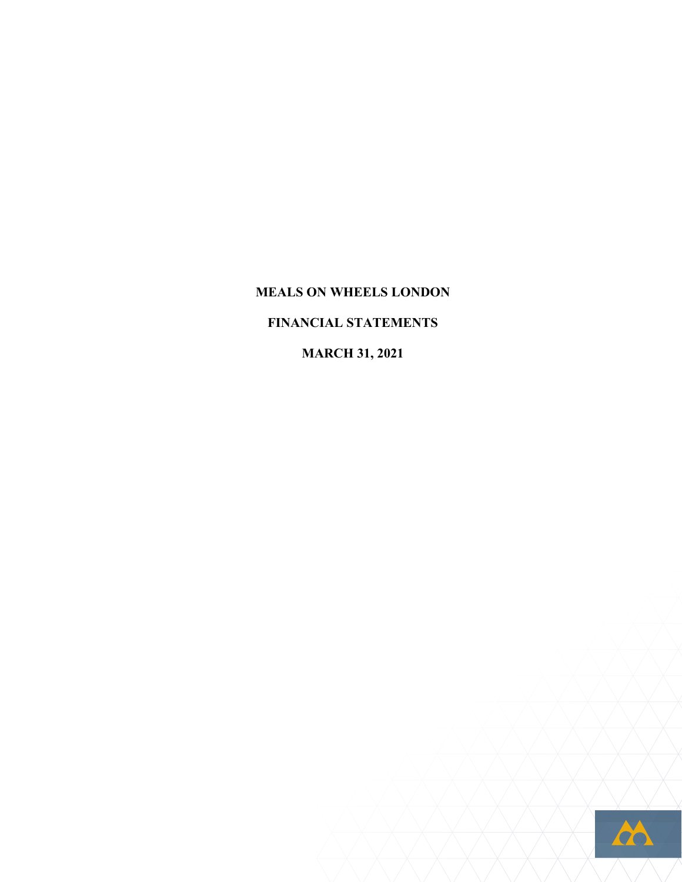# MEALS ON WHEELS LONDON

## FINANCIAL STATEMENTS

## MARCH 31, 2021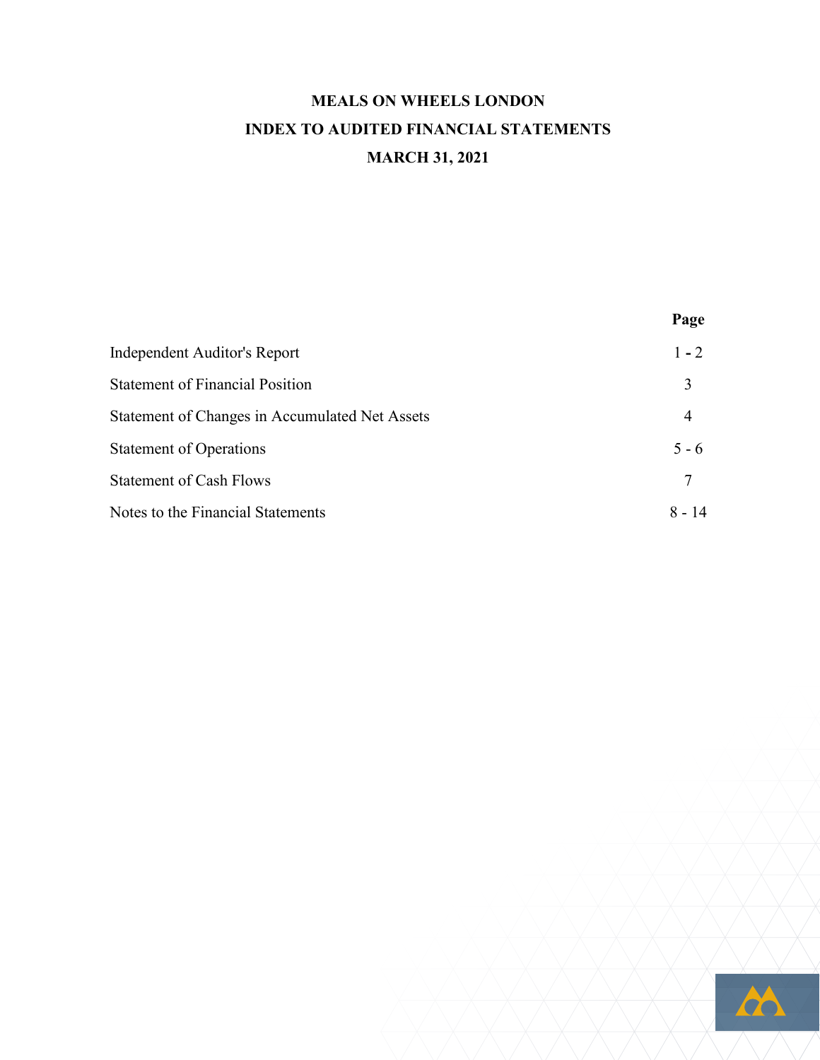# MEALS ON WHEELS LONDON
## INDEX TO AUDITED FINANCIAL STATEMENTS
## MARCH 31, 2021

| | Page |
|---|---|
| Independent Auditor's Report | 1 - 2 |
| Statement of Financial Position | 3 |
| Statement of Changes in Accumulated Net Assets | 4 |
| Statement of Operations | 5 - 6 |
| Statement of Cash Flows | 7 |
| Notes to the Financial Statements | 8 - 14 |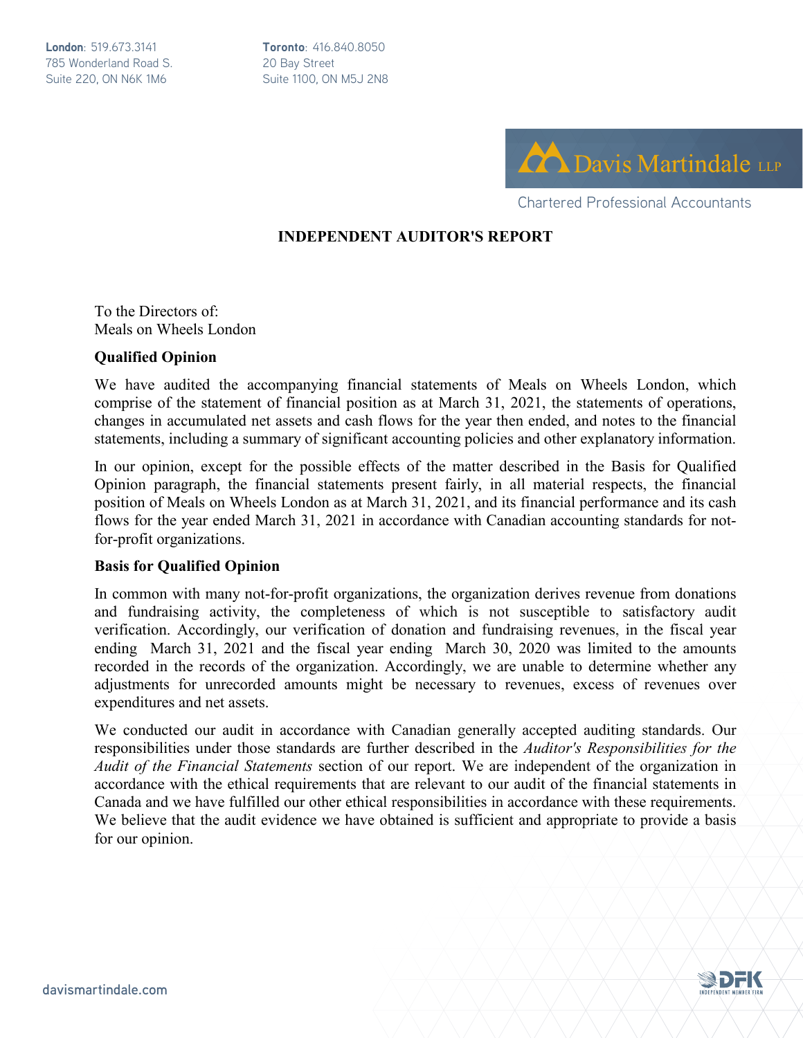London: 519.673.3141
785 Wonderland Road S.
Suite 220, ON N6K 1M6

Toronto: 416.840.8050
20 Bay Street
Suite 1100, ON M5J 2N8

Davis Martindale LLP
Chartered Professional Accountants

## INDEPENDENT AUDITOR'S REPORT

To the Directors of:
Meals on Wheels London

**Qualified Opinion**

We have audited the accompanying financial statements of Meals on Wheels London, which comprise of the statement of financial position as at March 31, 2021, the statements of operations, changes in accumulated net assets and cash flows for the year then ended, and notes to the financial statements, including a summary of significant accounting policies and other explanatory information.

In our opinion, except for the possible effects of the matter described in the Basis for Qualified Opinion paragraph, the financial statements present fairly, in all material respects, the financial position of Meals on Wheels London as at March 31, 2021, and its financial performance and its cash flows for the year ended March 31, 2021 in accordance with Canadian accounting standards for not-for-profit organizations.

**Basis for Qualified Opinion**

In common with many not-for-profit organizations, the organization derives revenue from donations and fundraising activity, the completeness of which is not susceptible to satisfactory audit verification. Accordingly, our verification of donation and fundraising revenues, in the fiscal year ending March 31, 2021 and the fiscal year ending March 30, 2020 was limited to the amounts recorded in the records of the organization. Accordingly, we are unable to determine whether any adjustments for unrecorded amounts might be necessary to revenues, excess of revenues over expenditures and net assets.

We conducted our audit in accordance with Canadian generally accepted auditing standards. Our responsibilities under those standards are further described in the *Auditor's Responsibilities for the Audit of the Financial Statements* section of our report. We are independent of the organization in accordance with the ethical requirements that are relevant to our audit of the financial statements in Canada and we have fulfilled our other ethical responsibilities in accordance with these requirements. We believe that the audit evidence we have obtained is sufficient and appropriate to provide a basis for our opinion.

davismartindale.com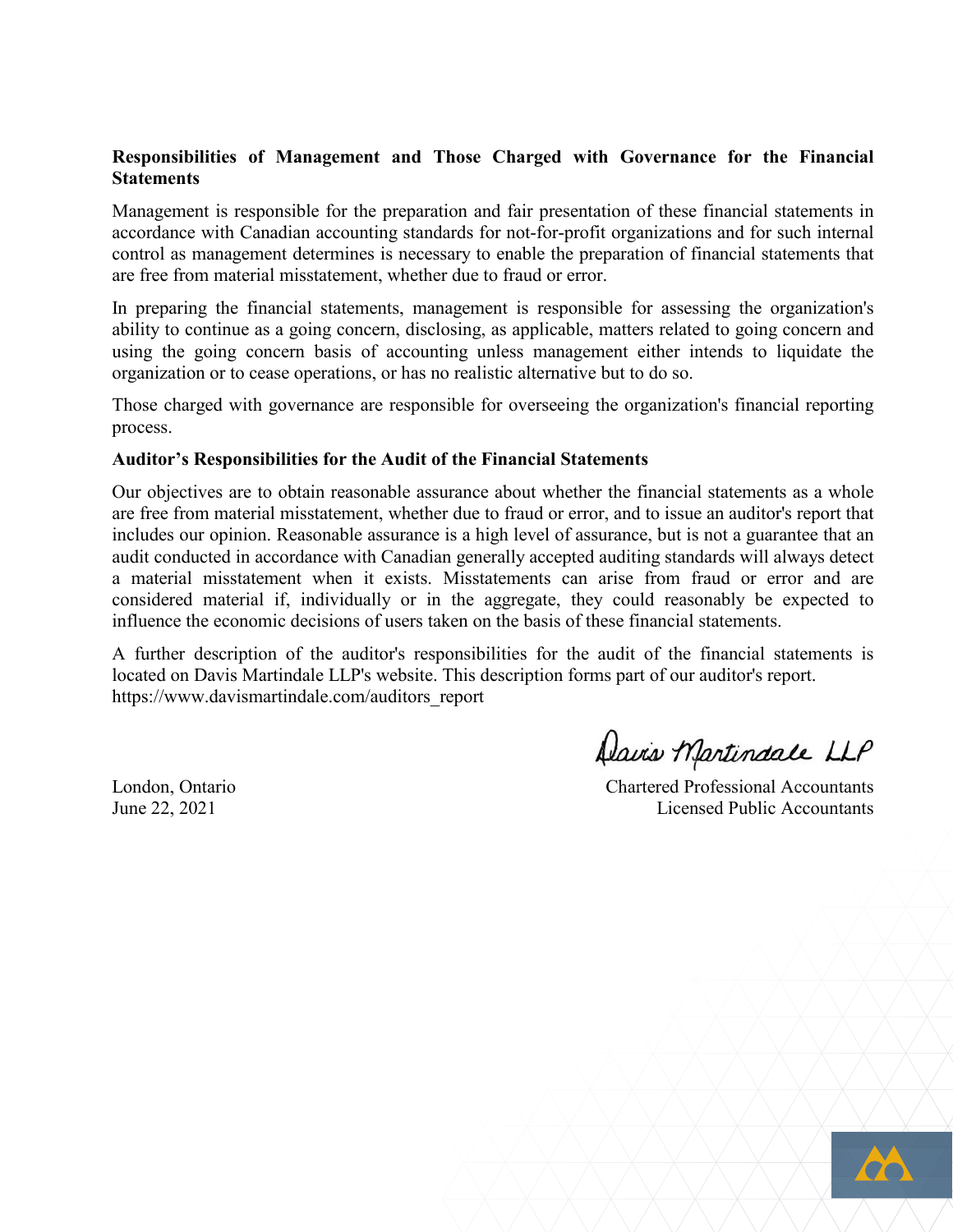**Responsibilities of Management and Those Charged with Governance for the Financial Statements**

Management is responsible for the preparation and fair presentation of these financial statements in accordance with Canadian accounting standards for not-for-profit organizations and for such internal control as management determines is necessary to enable the preparation of financial statements that are free from material misstatement, whether due to fraud or error.

In preparing the financial statements, management is responsible for assessing the organization's ability to continue as a going concern, disclosing, as applicable, matters related to going concern and using the going concern basis of accounting unless management either intends to liquidate the organization or to cease operations, or has no realistic alternative but to do so.

Those charged with governance are responsible for overseeing the organization's financial reporting process.

**Auditor's Responsibilities for the Audit of the Financial Statements**

Our objectives are to obtain reasonable assurance about whether the financial statements as a whole are free from material misstatement, whether due to fraud or error, and to issue an auditor's report that includes our opinion. Reasonable assurance is a high level of assurance, but is not a guarantee that an audit conducted in accordance with Canadian generally accepted auditing standards will always detect a material misstatement when it exists. Misstatements can arise from fraud or error and are considered material if, individually or in the aggregate, they could reasonably be expected to influence the economic decisions of users taken on the basis of these financial statements.

A further description of the auditor's responsibilities for the audit of the financial statements is located on Davis Martindale LLP's website. This description forms part of our auditor's report.
https://www.davismartindale.com/auditors_report

Davis Martindale LLP

Chartered Professional Accountants
Licensed Public Accountants

London, Ontario
June 22, 2021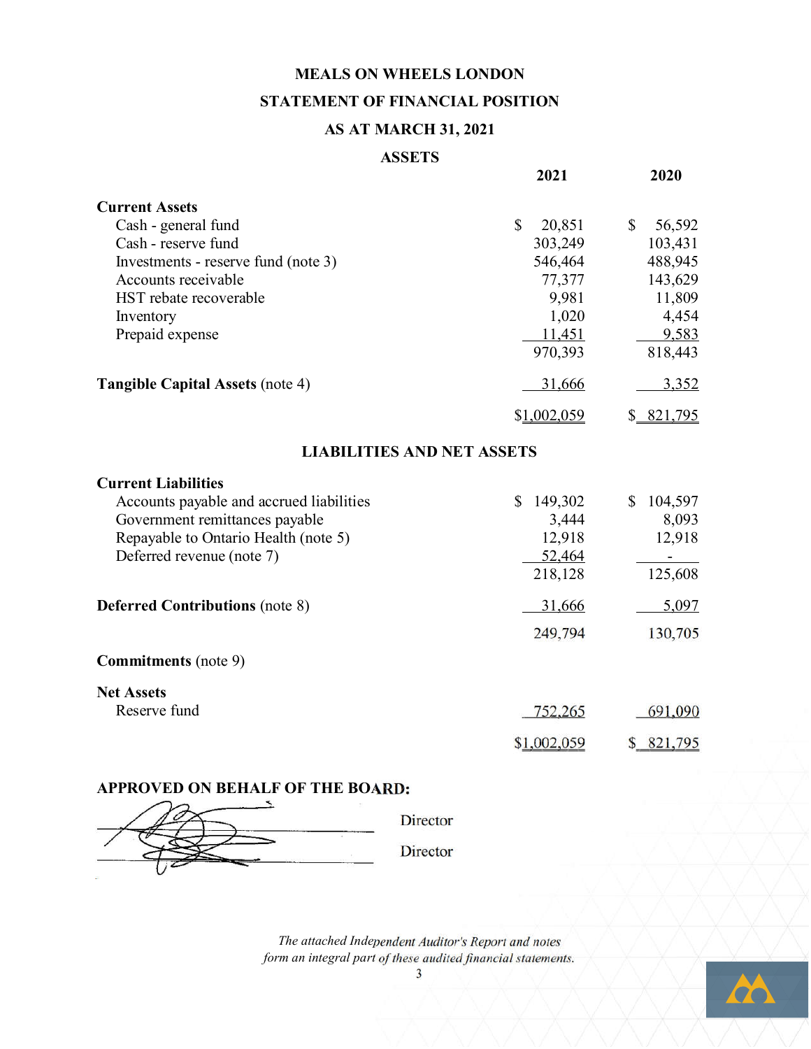# MEALS ON WHEELS LONDON

## STATEMENT OF FINANCIAL POSITION

## AS AT MARCH 31, 2021

### ASSETS

| | 2021 | 2020 |
|---|---|---|
| **Current Assets** | | |
| Cash - general fund | $ 20,851 | $ 56,592 |
| Cash - reserve fund | 303,249 | 103,431 |
| Investments - reserve fund (note 3) | 546,464 | 488,945 |
| Accounts receivable | 77,377 | 143,629 |
| HST rebate recoverable | 9,981 | 11,809 |
| Inventory | 1,020 | 4,454 |
| Prepaid expense | 11,451 | 9,583 |
| | 970,393 | 818,443 |
| **Tangible Capital Assets** (note 4) | 31,666 | 3,352 |
| | $1,002,059 | $ 821,795 |

### LIABILITIES AND NET ASSETS

| | 2021 | 2020 |
|---|---|---|
| **Current Liabilities** | | |
| Accounts payable and accrued liabilities | $ 149,302 | $ 104,597 |
| Government remittances payable | 3,444 | 8,093 |
| Repayable to Ontario Health (note 5) | 12,918 | 12,918 |
| Deferred revenue (note 7) | 52,464 | - |
| | 218,128 | 125,608 |
| **Deferred Contributions** (note 8) | 31,666 | 5,097 |
| | 249,794 | 130,705 |
| **Commitments** (note 9) | | |
| **Net Assets** | | |
| Reserve fund | 752,265 | 691,090 |
| | $1,002,059 | $ 821,795 |

**APPROVED ON BEHALF OF THE BOARD:**

_________________________ Director

_________________________ Director

*The attached Independent Auditor's Report and notes form an integral part of these audited financial statements.*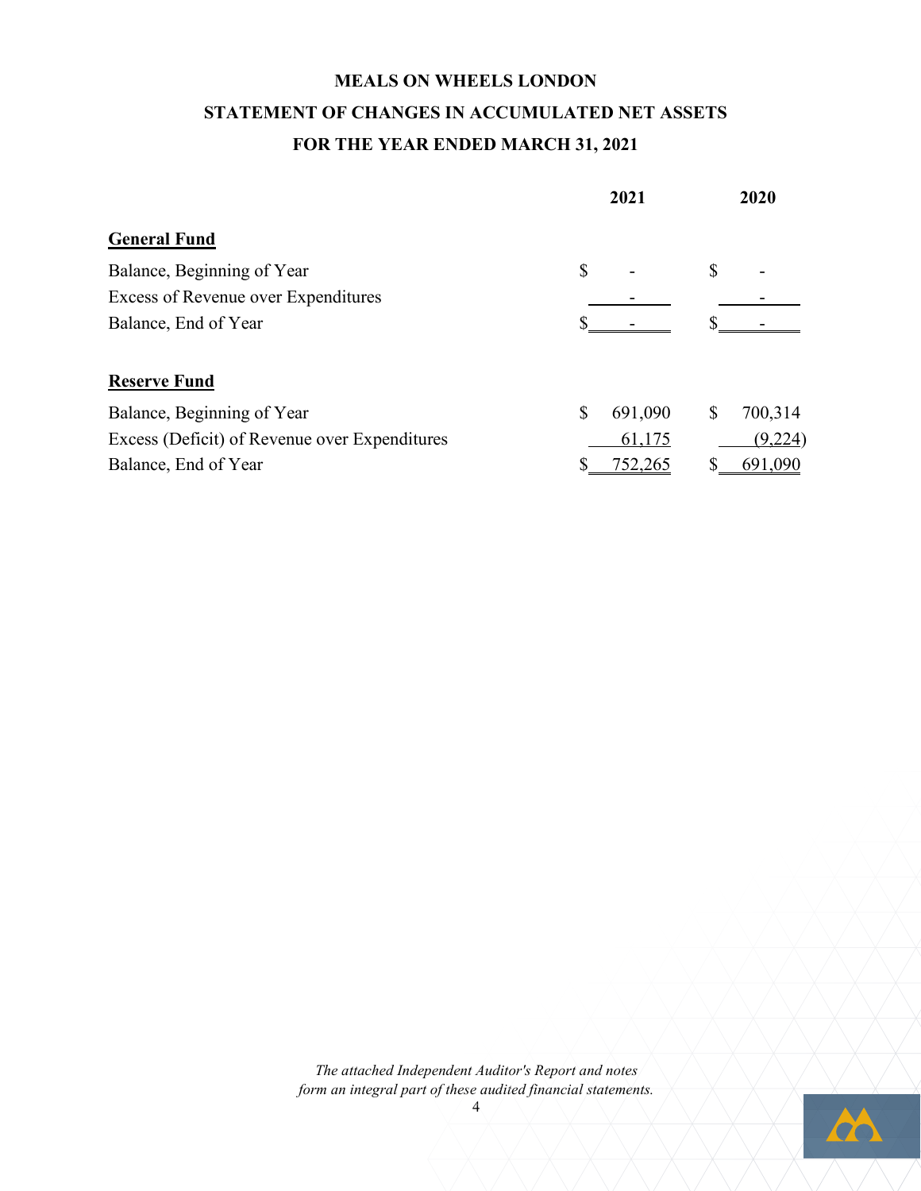# MEALS ON WHEELS LONDON

## STATEMENT OF CHANGES IN ACCUMULATED NET ASSETS

## FOR THE YEAR ENDED MARCH 31, 2021

| | 2021 | 2020 |
|---|---|---|
| **General Fund** | | |
| Balance, Beginning of Year | $ - | $ - |
| Excess of Revenue over Expenditures | - | - |
| Balance, End of Year | $ - | $ - |
| | | |
| **Reserve Fund** | | |
| Balance, Beginning of Year | $ 691,090 | $ 700,314 |
| Excess (Deficit) of Revenue over Expenditures | 61,175 | (9,224) |
| Balance, End of Year | $ 752,265 | $ 691,090 |

*The attached Independent Auditor's Report and notes form an integral part of these audited financial statements.*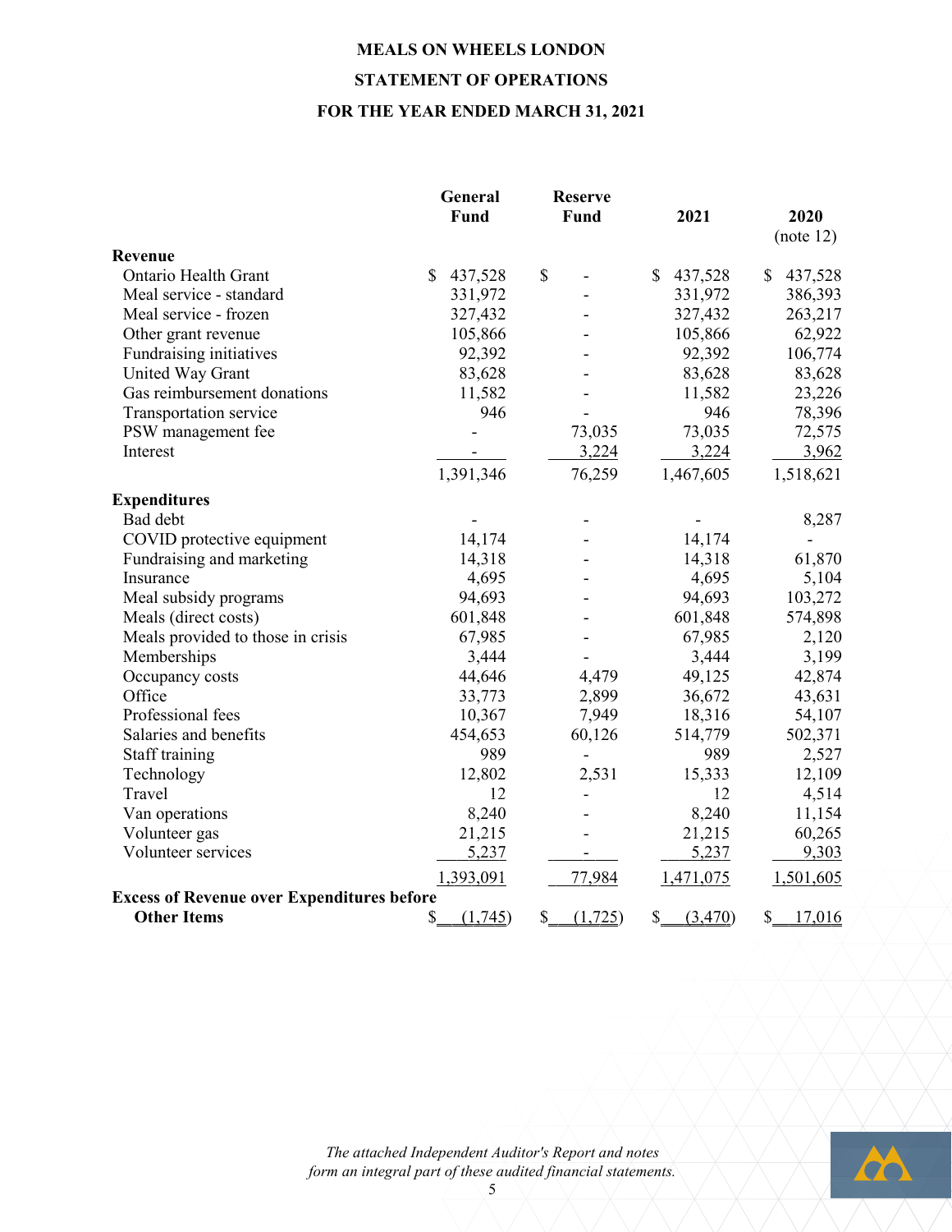# MEALS ON WHEELS LONDON

## STATEMENT OF OPERATIONS

## FOR THE YEAR ENDED MARCH 31, 2021

| | General Fund | Reserve Fund | 2021 | 2020 (note 12) |
|---|---|---|---|---|
| **Revenue** | | | | |
| Ontario Health Grant | $ 437,528 | $ - | $ 437,528 | $ 437,528 |
| Meal service - standard | 331,972 | - | 331,972 | 386,393 |
| Meal service - frozen | 327,432 | - | 327,432 | 263,217 |
| Other grant revenue | 105,866 | - | 105,866 | 62,922 |
| Fundraising initiatives | 92,392 | - | 92,392 | 106,774 |
| United Way Grant | 83,628 | - | 83,628 | 83,628 |
| Gas reimbursement donations | 11,582 | - | 11,582 | 23,226 |
| Transportation service | 946 | - | 946 | 78,396 |
| PSW management fee | - | 73,035 | 73,035 | 72,575 |
| Interest | - | 3,224 | 3,224 | 3,962 |
| | 1,391,346 | 76,259 | 1,467,605 | 1,518,621 |
| **Expenditures** | | | | |
| Bad debt | - | - | - | 8,287 |
| COVID protective equipment | 14,174 | - | 14,174 | - |
| Fundraising and marketing | 14,318 | - | 14,318 | 61,870 |
| Insurance | 4,695 | - | 4,695 | 5,104 |
| Meal subsidy programs | 94,693 | - | 94,693 | 103,272 |
| Meals (direct costs) | 601,848 | - | 601,848 | 574,898 |
| Meals provided to those in crisis | 67,985 | - | 67,985 | 2,120 |
| Memberships | 3,444 | - | 3,444 | 3,199 |
| Occupancy costs | 44,646 | 4,479 | 49,125 | 42,874 |
| Office | 33,773 | 2,899 | 36,672 | 43,631 |
| Professional fees | 10,367 | 7,949 | 18,316 | 54,107 |
| Salaries and benefits | 454,653 | 60,126 | 514,779 | 502,371 |
| Staff training | 989 | - | 989 | 2,527 |
| Technology | 12,802 | 2,531 | 15,333 | 12,109 |
| Travel | 12 | - | 12 | 4,514 |
| Van operations | 8,240 | - | 8,240 | 11,154 |
| Volunteer gas | 21,215 | - | 21,215 | 60,265 |
| Volunteer services | 5,237 | - | 5,237 | 9,303 |
| | 1,393,091 | 77,984 | 1,471,075 | 1,501,605 |
| **Excess of Revenue over Expenditures before Other Items** | $ (1,745) | $ (1,725) | $ (3,470) | $ 17,016 |

*The attached Independent Auditor's Report and notes form an integral part of these audited financial statements.*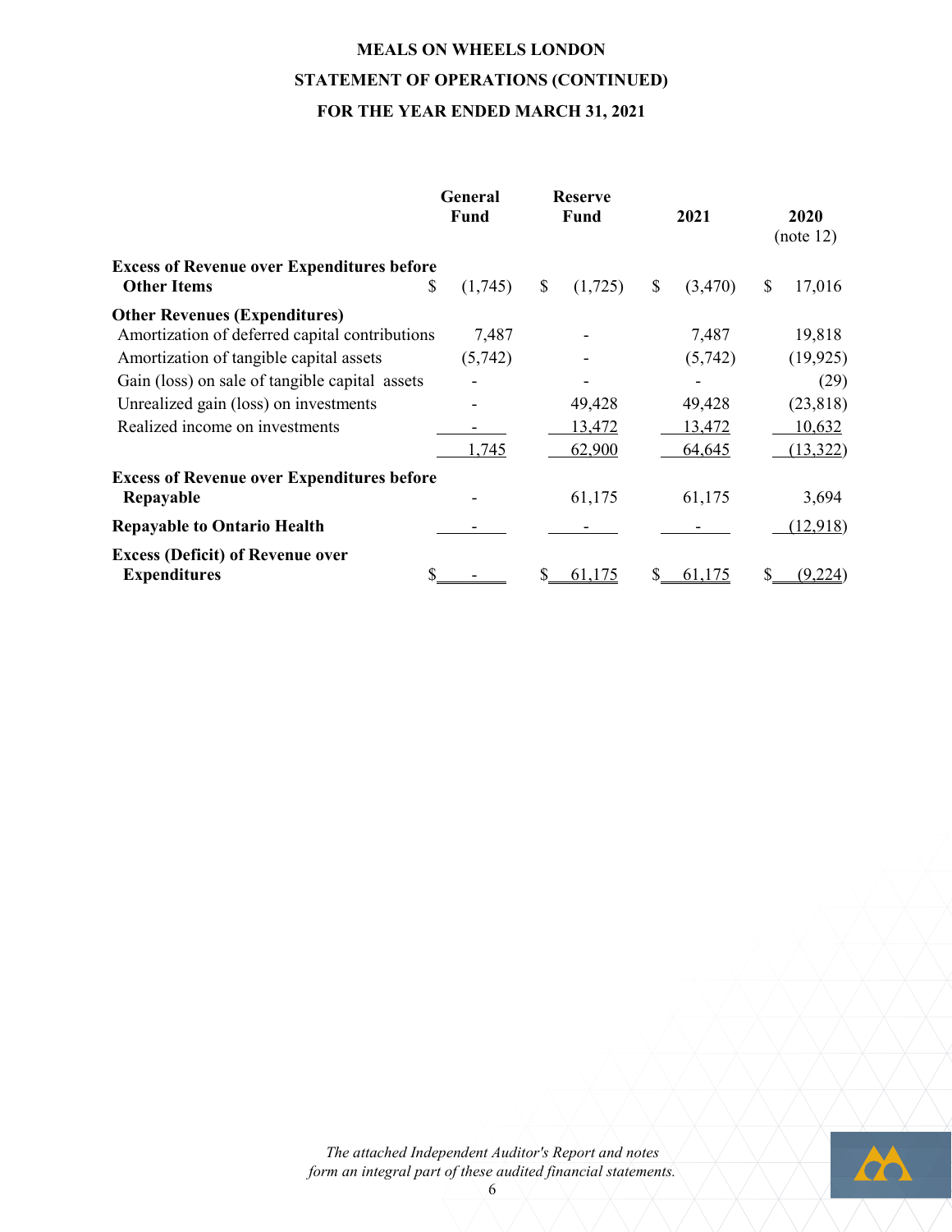**MEALS ON WHEELS LONDON**

**STATEMENT OF OPERATIONS (CONTINUED)**

**FOR THE YEAR ENDED MARCH 31, 2021**

| | General Fund | Reserve Fund | 2021 | 2020 (note 12) |
|---|---|---|---|---|
| **Excess of Revenue over Expenditures before Other Items** | $ (1,745) | $ (1,725) | $ (3,470) | $ 17,016 |
| **Other Revenues (Expenditures)** | | | | |
| Amortization of deferred capital contributions | 7,487 | - | 7,487 | 19,818 |
| Amortization of tangible capital assets | (5,742) | - | (5,742) | (19,925) |
| Gain (loss) on sale of tangible capital assets | - | - | - | (29) |
| Unrealized gain (loss) on investments | - | 49,428 | 49,428 | (23,818) |
| Realized income on investments | - | 13,472 | 13,472 | 10,632 |
| | 1,745 | 62,900 | 64,645 | (13,322) |
| **Excess of Revenue over Expenditures before Repayable** | - | 61,175 | 61,175 | 3,694 |
| **Repayable to Ontario Health** | - | - | - | (12,918) |
| **Excess (Deficit) of Revenue over Expenditures** | $ - | $ 61,175 | $ 61,175 | $ (9,224) |

*The attached Independent Auditor's Report and notes form an integral part of these audited financial statements.*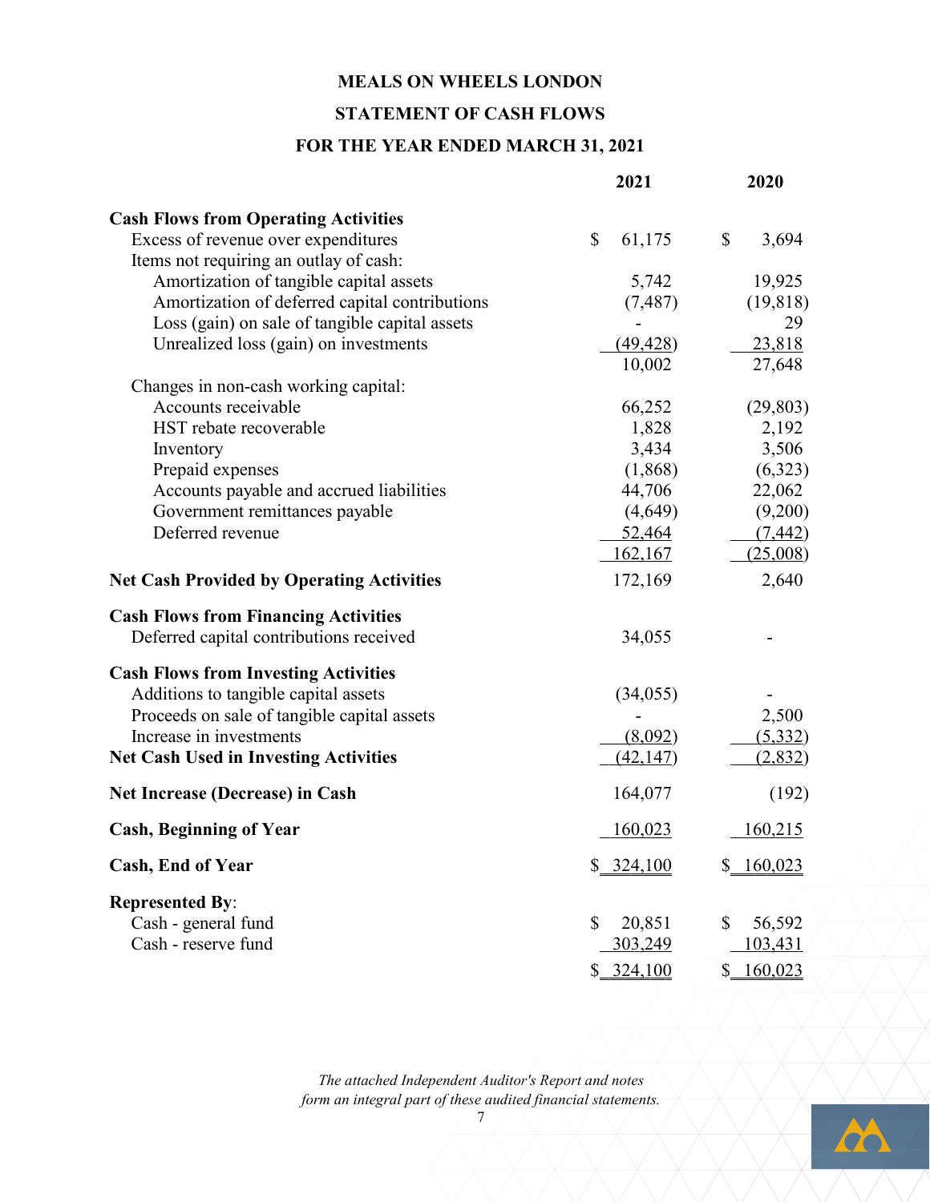# MEALS ON WHEELS LONDON

## STATEMENT OF CASH FLOWS

## FOR THE YEAR ENDED MARCH 31, 2021

| | 2021 | 2020 |
|---|---|---|
| **Cash Flows from Operating Activities** | | |
| Excess of revenue over expenditures | $ 61,175 | $ 3,694 |
| Items not requiring an outlay of cash: | | |
| Amortization of tangible capital assets | 5,742 | 19,925 |
| Amortization of deferred capital contributions | (7,487) | (19,818) |
| Loss (gain) on sale of tangible capital assets | - | 29 |
| Unrealized loss (gain) on investments | (49,428) | 23,818 |
| | 10,002 | 27,648 |
| Changes in non-cash working capital: | | |
| Accounts receivable | 66,252 | (29,803) |
| HST rebate recoverable | 1,828 | 2,192 |
| Inventory | 3,434 | 3,506 |
| Prepaid expenses | (1,868) | (6,323) |
| Accounts payable and accrued liabilities | 44,706 | 22,062 |
| Government remittances payable | (4,649) | (9,200) |
| Deferred revenue | 52,464 | (7,442) |
| | 162,167 | (25,008) |
| **Net Cash Provided by Operating Activities** | 172,169 | 2,640 |
| **Cash Flows from Financing Activities** | | |
| Deferred capital contributions received | 34,055 | - |
| **Cash Flows from Investing Activities** | | |
| Additions to tangible capital assets | (34,055) | - |
| Proceeds on sale of tangible capital assets | - | 2,500 |
| Increase in investments | (8,092) | (5,332) |
| **Net Cash Used in Investing Activities** | (42,147) | (2,832) |
| **Net Increase (Decrease) in Cash** | 164,077 | (192) |
| **Cash, Beginning of Year** | 160,023 | 160,215 |
| **Cash, End of Year** | $ 324,100 | $ 160,023 |
| **Represented By**: | | |
| Cash - general fund | $ 20,851 | $ 56,592 |
| Cash - reserve fund | 303,249 | 103,431 |
| | $ 324,100 | $ 160,023 |

*The attached Independent Auditor's Report and notes form an integral part of these audited financial statements.*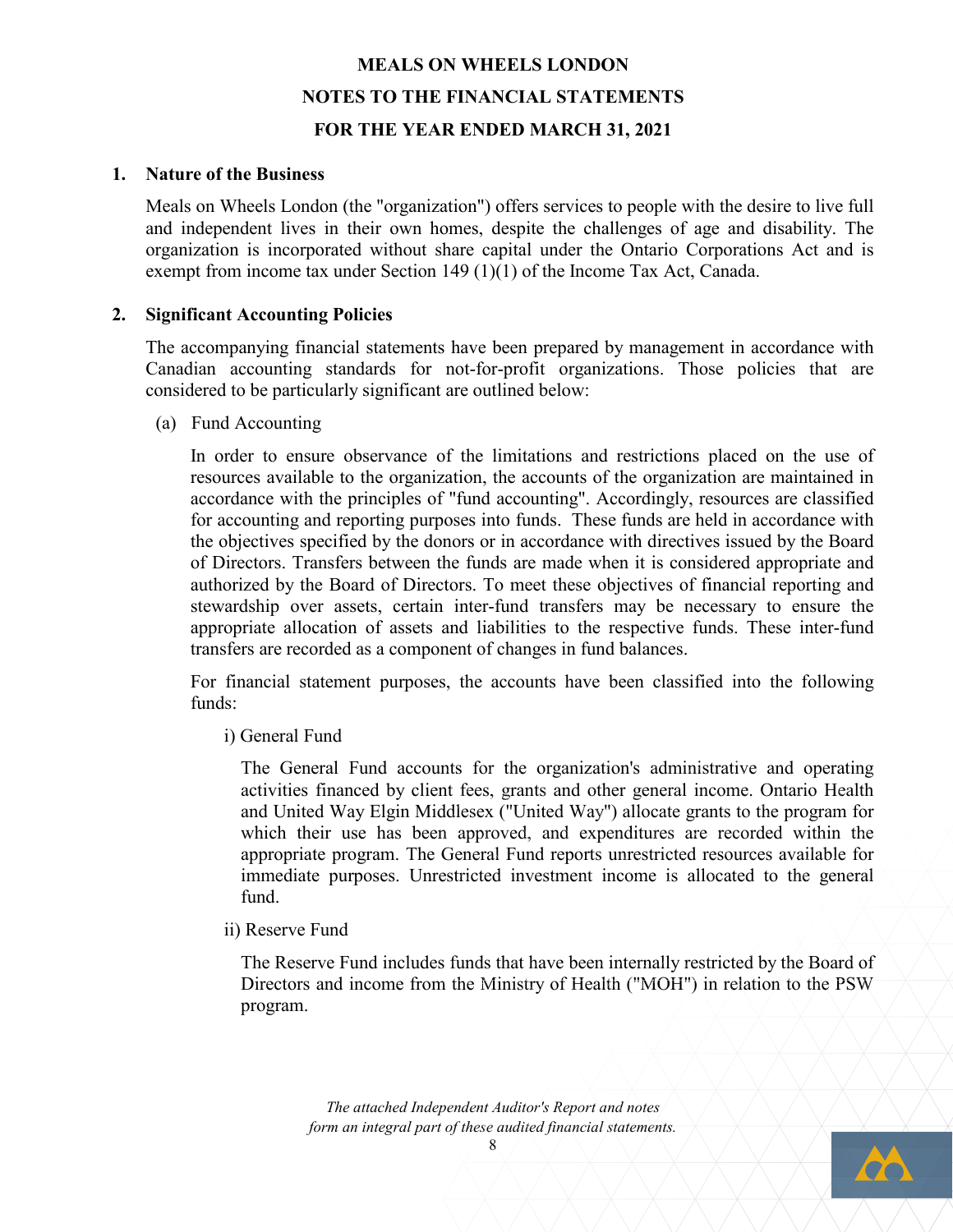# MEALS ON WHEELS LONDON

## NOTES TO THE FINANCIAL STATEMENTS

## FOR THE YEAR ENDED MARCH 31, 2021

### 1. Nature of the Business

Meals on Wheels London (the "organization") offers services to people with the desire to live full and independent lives in their own homes, despite the challenges of age and disability. The organization is incorporated without share capital under the Ontario Corporations Act and is exempt from income tax under Section 149 (1)(1) of the Income Tax Act, Canada.

### 2. Significant Accounting Policies

The accompanying financial statements have been prepared by management in accordance with Canadian accounting standards for not-for-profit organizations. Those policies that are considered to be particularly significant are outlined below:

(a) Fund Accounting

In order to ensure observance of the limitations and restrictions placed on the use of resources available to the organization, the accounts of the organization are maintained in accordance with the principles of "fund accounting". Accordingly, resources are classified for accounting and reporting purposes into funds. These funds are held in accordance with the objectives specified by the donors or in accordance with directives issued by the Board of Directors. Transfers between the funds are made when it is considered appropriate and authorized by the Board of Directors. To meet these objectives of financial reporting and stewardship over assets, certain inter-fund transfers may be necessary to ensure the appropriate allocation of assets and liabilities to the respective funds. These inter-fund transfers are recorded as a component of changes in fund balances.

For financial statement purposes, the accounts have been classified into the following funds:

i) General Fund

The General Fund accounts for the organization's administrative and operating activities financed by client fees, grants and other general income. Ontario Health and United Way Elgin Middlesex ("United Way") allocate grants to the program for which their use has been approved, and expenditures are recorded within the appropriate program. The General Fund reports unrestricted resources available for immediate purposes. Unrestricted investment income is allocated to the general fund.

ii) Reserve Fund

The Reserve Fund includes funds that have been internally restricted by the Board of Directors and income from the Ministry of Health ("MOH") in relation to the PSW program.

*The attached Independent Auditor's Report and notes form an integral part of these audited financial statements.*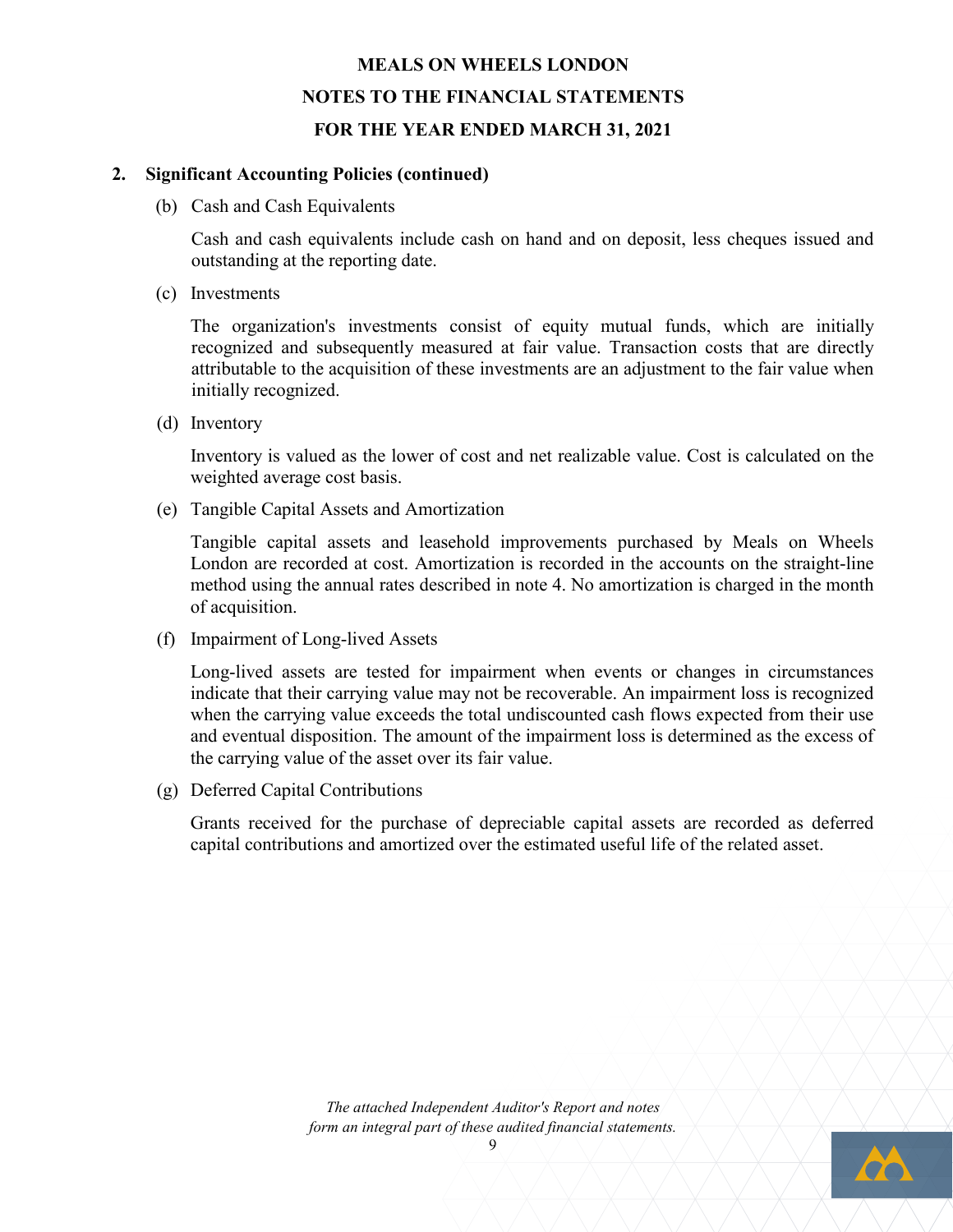# MEALS ON WHEELS LONDON

## NOTES TO THE FINANCIAL STATEMENTS

## FOR THE YEAR ENDED MARCH 31, 2021

### 2. Significant Accounting Policies (continued)

(b) Cash and Cash Equivalents

Cash and cash equivalents include cash on hand and on deposit, less cheques issued and outstanding at the reporting date.

(c) Investments

The organization's investments consist of equity mutual funds, which are initially recognized and subsequently measured at fair value. Transaction costs that are directly attributable to the acquisition of these investments are an adjustment to the fair value when initially recognized.

(d) Inventory

Inventory is valued as the lower of cost and net realizable value. Cost is calculated on the weighted average cost basis.

(e) Tangible Capital Assets and Amortization

Tangible capital assets and leasehold improvements purchased by Meals on Wheels London are recorded at cost. Amortization is recorded in the accounts on the straight-line method using the annual rates described in note 4. No amortization is charged in the month of acquisition.

(f) Impairment of Long-lived Assets

Long-lived assets are tested for impairment when events or changes in circumstances indicate that their carrying value may not be recoverable. An impairment loss is recognized when the carrying value exceeds the total undiscounted cash flows expected from their use and eventual disposition. The amount of the impairment loss is determined as the excess of the carrying value of the asset over its fair value.

(g) Deferred Capital Contributions

Grants received for the purchase of depreciable capital assets are recorded as deferred capital contributions and amortized over the estimated useful life of the related asset.

*The attached Independent Auditor's Report and notes form an integral part of these audited financial statements.*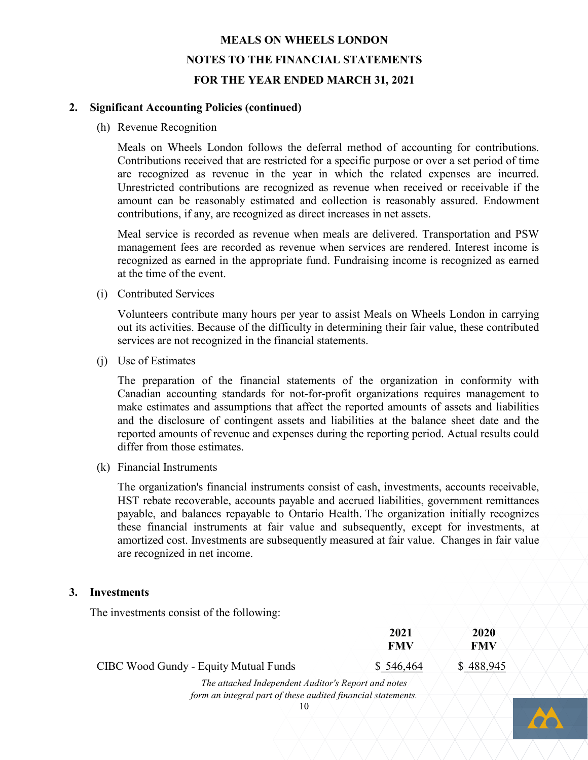# MEALS ON WHEELS LONDON

## NOTES TO THE FINANCIAL STATEMENTS

## FOR THE YEAR ENDED MARCH 31, 2021

### 2. Significant Accounting Policies (continued)

(h) Revenue Recognition

Meals on Wheels London follows the deferral method of accounting for contributions. Contributions received that are restricted for a specific purpose or over a set period of time are recognized as revenue in the year in which the related expenses are incurred. Unrestricted contributions are recognized as revenue when received or receivable if the amount can be reasonably estimated and collection is reasonably assured. Endowment contributions, if any, are recognized as direct increases in net assets.

Meal service is recorded as revenue when meals are delivered. Transportation and PSW management fees are recorded as revenue when services are rendered. Interest income is recognized as earned in the appropriate fund. Fundraising income is recognized as earned at the time of the event.

(i) Contributed Services

Volunteers contribute many hours per year to assist Meals on Wheels London in carrying out its activities. Because of the difficulty in determining their fair value, these contributed services are not recognized in the financial statements.

(j) Use of Estimates

The preparation of the financial statements of the organization in conformity with Canadian accounting standards for not-for-profit organizations requires management to make estimates and assumptions that affect the reported amounts of assets and liabilities and the disclosure of contingent assets and liabilities at the balance sheet date and the reported amounts of revenue and expenses during the reporting period. Actual results could differ from those estimates.

(k) Financial Instruments

The organization's financial instruments consist of cash, investments, accounts receivable, HST rebate recoverable, accounts payable and accrued liabilities, government remittances payable, and balances repayable to Ontario Health. The organization initially recognizes these financial instruments at fair value and subsequently, except for investments, at amortized cost. Investments are subsequently measured at fair value. Changes in fair value are recognized in net income.

### 3. Investments

The investments consist of the following:

| | 2021 FMV | 2020 FMV |
|---|---|---|
| CIBC Wood Gundy - Equity Mutual Funds | $ 546,464 | $ 488,945 |

*The attached Independent Auditor's Report and notes form an integral part of these audited financial statements.*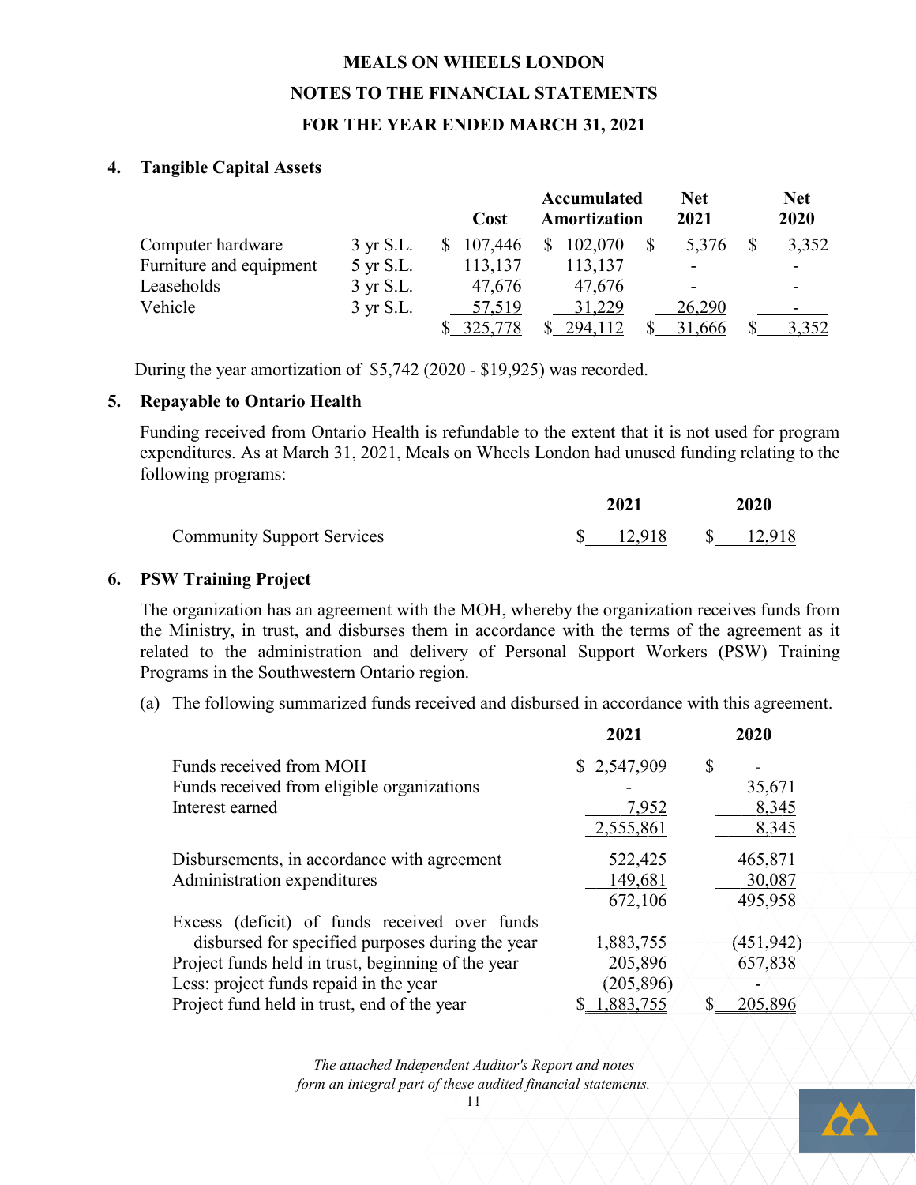### MEALS ON WHEELS LONDON
### NOTES TO THE FINANCIAL STATEMENTS
### FOR THE YEAR ENDED MARCH 31, 2021

## 4. Tangible Capital Assets

| | | Cost | Accumulated Amortization | Net 2021 | Net 2020 |
|---|---|---|---|---|---|
| Computer hardware | 3 yr S.L. | $ 107,446 | $ 102,070 | $ 5,376 | $ 3,352 |
| Furniture and equipment | 5 yr S.L. | 113,137 | 113,137 | - | - |
| Leaseholds | 3 yr S.L. | 47,676 | 47,676 | - | - |
| Vehicle | 3 yr S.L. | 57,519 | 31,229 | 26,290 | - |
| | | $ 325,778 | $ 294,112 | $ 31,666 | $ 3,352 |

During the year amortization of $5,742 (2020 - $19,925) was recorded.

## 5. Repayable to Ontario Health

Funding received from Ontario Health is refundable to the extent that it is not used for program expenditures. As at March 31, 2021, Meals on Wheels London had unused funding relating to the following programs:

| | 2021 | 2020 |
|---|---|---|
| Community Support Services | $ 12,918 | $ 12,918 |

## 6. PSW Training Project

The organization has an agreement with the MOH, whereby the organization receives funds from the Ministry, in trust, and disburses them in accordance with the terms of the agreement as it related to the administration and delivery of Personal Support Workers (PSW) Training Programs in the Southwestern Ontario region.

(a) The following summarized funds received and disbursed in accordance with this agreement.

| | 2021 | 2020 |
|---|---|---|
| Funds received from MOH | $ 2,547,909 | $ - |
| Funds received from eligible organizations | - | 35,671 |
| Interest earned | 7,952 | 8,345 |
| | 2,555,861 | 8,345 |
| Disbursements, in accordance with agreement | 522,425 | 465,871 |
| Administration expenditures | 149,681 | 30,087 |
| | 672,106 | 495,958 |
| Excess (deficit) of funds received over funds disbursed for specified purposes during the year | 1,883,755 | (451,942) |
| Project funds held in trust, beginning of the year | 205,896 | 657,838 |
| Less: project funds repaid in the year | (205,896) | - |
| Project fund held in trust, end of the year | $ 1,883,755 | $ 205,896 |

*The attached Independent Auditor's Report and notes form an integral part of these audited financial statements.*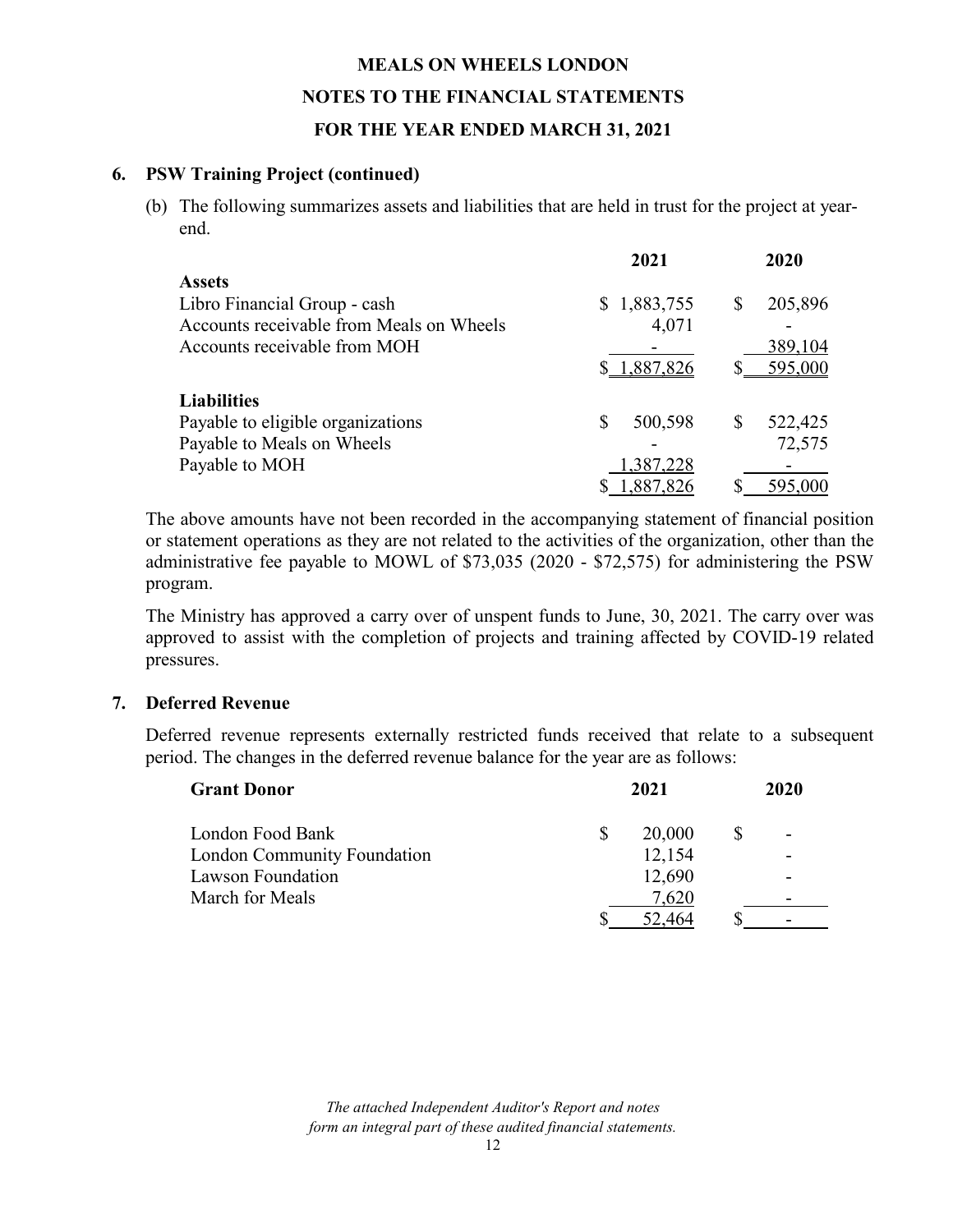**MEALS ON WHEELS LONDON**

**NOTES TO THE FINANCIAL STATEMENTS**

**FOR THE YEAR ENDED MARCH 31, 2021**

## 6. PSW Training Project (continued)

(b) The following summarizes assets and liabilities that are held in trust for the project at year-end.

| | 2021 | 2020 |
|---|---|---|
| **Assets** | | |
| Libro Financial Group - cash | $ 1,883,755 | $ 205,896 |
| Accounts receivable from Meals on Wheels | 4,071 | - |
| Accounts receivable from MOH | - | 389,104 |
| | $ 1,887,826 | $ 595,000 |
| **Liabilities** | | |
| Payable to eligible organizations | $ 500,598 | $ 522,425 |
| Payable to Meals on Wheels | - | 72,575 |
| Payable to MOH | 1,387,228 | - |
| | $ 1,887,826 | $ 595,000 |

The above amounts have not been recorded in the accompanying statement of financial position or statement operations as they are not related to the activities of the organization, other than the administrative fee payable to MOWL of $73,035 (2020 - $72,575) for administering the PSW program.

The Ministry has approved a carry over of unspent funds to June, 30, 2021. The carry over was approved to assist with the completion of projects and training affected by COVID-19 related pressures.

## 7. Deferred Revenue

Deferred revenue represents externally restricted funds received that relate to a subsequent period. The changes in the deferred revenue balance for the year are as follows:

| Grant Donor | 2021 | 2020 |
|---|---|---|
| London Food Bank | $ 20,000 | $ - |
| London Community Foundation | 12,154 | - |
| Lawson Foundation | 12,690 | - |
| March for Meals | 7,620 | - |
| | $ 52,464 | $ - |

*The attached Independent Auditor's Report and notes form an integral part of these audited financial statements.*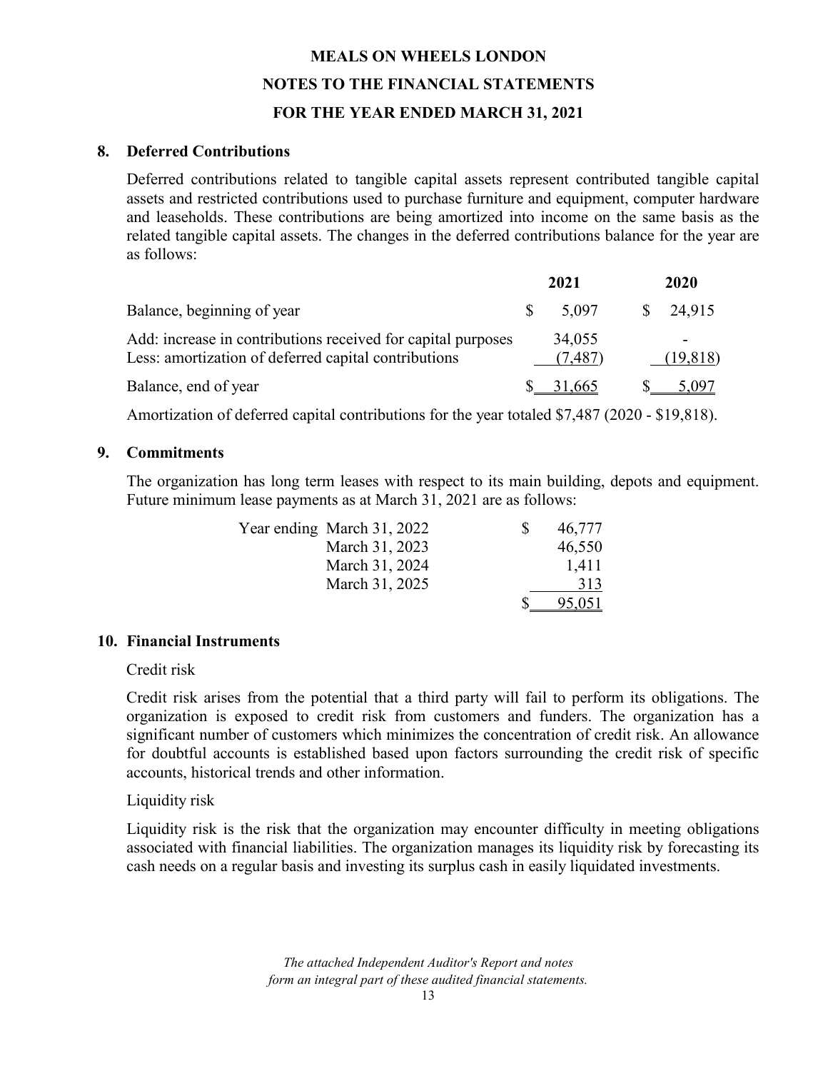# MEALS ON WHEELS LONDON

## NOTES TO THE FINANCIAL STATEMENTS

## FOR THE YEAR ENDED MARCH 31, 2021

### 8. Deferred Contributions

Deferred contributions related to tangible capital assets represent contributed tangible capital assets and restricted contributions used to purchase furniture and equipment, computer hardware and leaseholds. These contributions are being amortized into income on the same basis as the related tangible capital assets. The changes in the deferred contributions balance for the year are as follows:

| | 2021 | 2020 |
|---|---|---|
| Balance, beginning of year | $ 5,097 | $ 24,915 |
| Add: increase in contributions received for capital purposes | 34,055 | - |
| Less: amortization of deferred capital contributions | (7,487) | (19,818) |
| Balance, end of year | $ 31,665 | $ 5,097 |

Amortization of deferred capital contributions for the year totaled $7,487 (2020 - $19,818).

### 9. Commitments

The organization has long term leases with respect to its main building, depots and equipment. Future minimum lease payments as at March 31, 2021 are as follows:

| | |
|---|---|
| Year ending March 31, 2022 | $ 46,777 |
| March 31, 2023 | 46,550 |
| March 31, 2024 | 1,411 |
| March 31, 2025 | 313 |
| | $ 95,051 |

### 10. Financial Instruments

Credit risk

Credit risk arises from the potential that a third party will fail to perform its obligations. The organization is exposed to credit risk from customers and funders. The organization has a significant number of customers which minimizes the concentration of credit risk. An allowance for doubtful accounts is established based upon factors surrounding the credit risk of specific accounts, historical trends and other information.

Liquidity risk

Liquidity risk is the risk that the organization may encounter difficulty in meeting obligations associated with financial liabilities. The organization manages its liquidity risk by forecasting its cash needs on a regular basis and investing its surplus cash in easily liquidated investments.

*The attached Independent Auditor's Report and notes form an integral part of these audited financial statements.*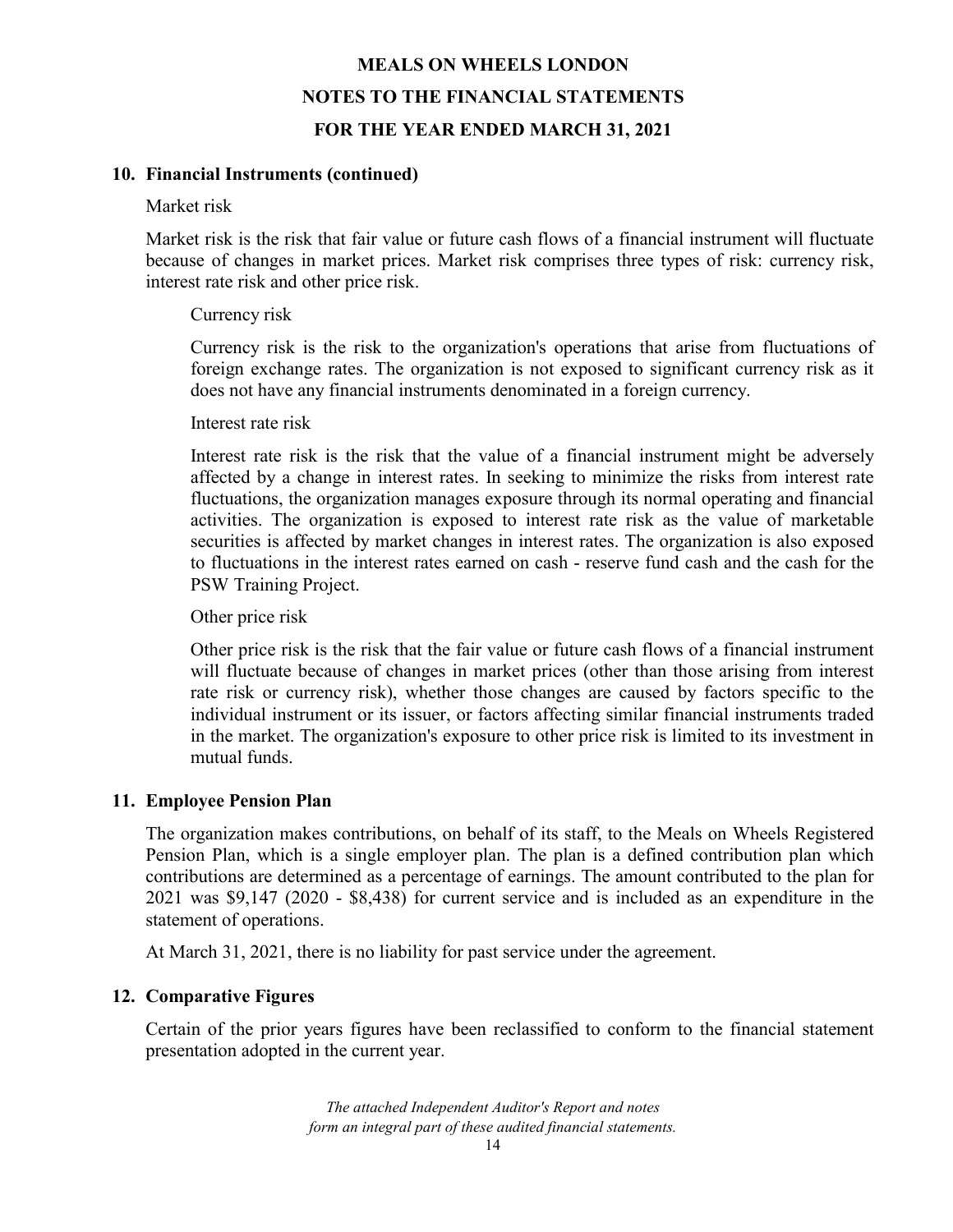# MEALS ON WHEELS LONDON

## NOTES TO THE FINANCIAL STATEMENTS

## FOR THE YEAR ENDED MARCH 31, 2021

### 10. Financial Instruments (continued)

Market risk

Market risk is the risk that fair value or future cash flows of a financial instrument will fluctuate because of changes in market prices. Market risk comprises three types of risk: currency risk, interest rate risk and other price risk.

Currency risk

Currency risk is the risk to the organization's operations that arise from fluctuations of foreign exchange rates. The organization is not exposed to significant currency risk as it does not have any financial instruments denominated in a foreign currency.

Interest rate risk

Interest rate risk is the risk that the value of a financial instrument might be adversely affected by a change in interest rates. In seeking to minimize the risks from interest rate fluctuations, the organization manages exposure through its normal operating and financial activities. The organization is exposed to interest rate risk as the value of marketable securities is affected by market changes in interest rates. The organization is also exposed to fluctuations in the interest rates earned on cash - reserve fund cash and the cash for the PSW Training Project.

Other price risk

Other price risk is the risk that the fair value or future cash flows of a financial instrument will fluctuate because of changes in market prices (other than those arising from interest rate risk or currency risk), whether those changes are caused by factors specific to the individual instrument or its issuer, or factors affecting similar financial instruments traded in the market. The organization's exposure to other price risk is limited to its investment in mutual funds.

### 11. Employee Pension Plan

The organization makes contributions, on behalf of its staff, to the Meals on Wheels Registered Pension Plan, which is a single employer plan. The plan is a defined contribution plan which contributions are determined as a percentage of earnings. The amount contributed to the plan for 2021 was $9,147 (2020 - $8,438) for current service and is included as an expenditure in the statement of operations.

At March 31, 2021, there is no liability for past service under the agreement.

### 12. Comparative Figures

Certain of the prior years figures have been reclassified to conform to the financial statement presentation adopted in the current year.

*The attached Independent Auditor's Report and notes form an integral part of these audited financial statements.*